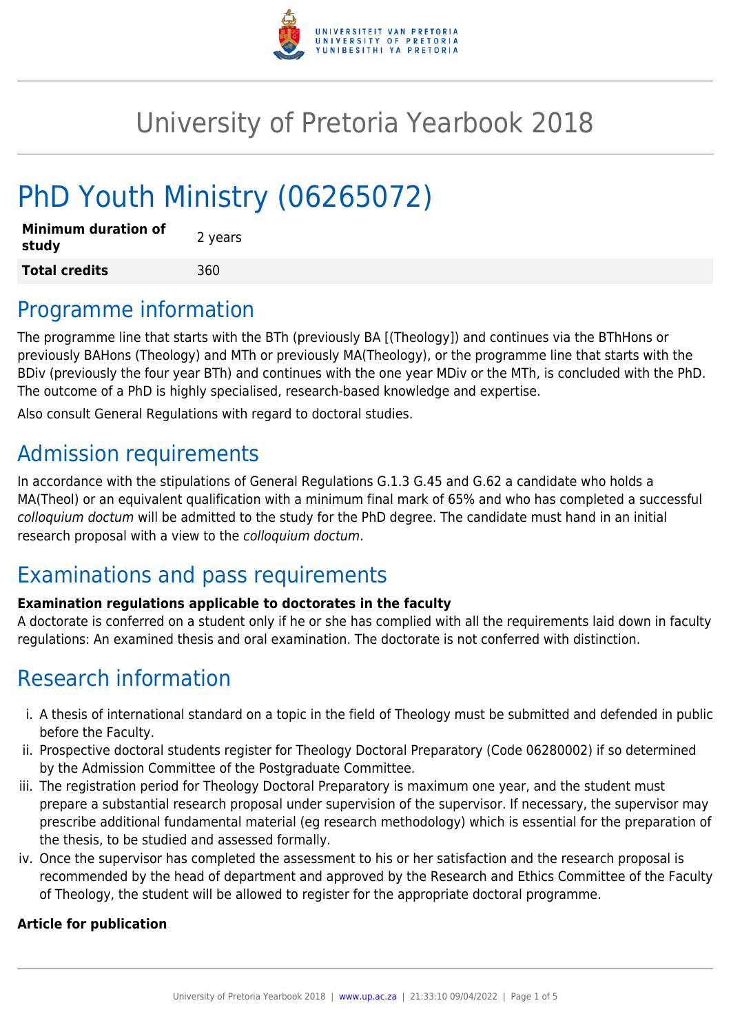# University of Pretoria Yearbook 2018

# PhD Youth Ministry (06265072)

| Minimum duration of study | 2 years |
| --- | --- |
| **Total credits** | 360 |

## Programme information

The programme line that starts with the BTh (previously BA [(Theology]) and continues via the BThHons or previously BAHons (Theology) and MTh or previously MA(Theology), or the programme line that starts with the BDiv (previously the four year BTh) and continues with the one year MDiv or the MTh, is concluded with the PhD. The outcome of a PhD is highly specialised, research-based knowledge and expertise.

Also consult General Regulations with regard to doctoral studies.

## Admission requirements

In accordance with the stipulations of General Regulations G.1.3 G.45 and G.62 a candidate who holds a MA(Theol) or an equivalent qualification with a minimum final mark of 65% and who has completed a successful *colloquium doctum* will be admitted to the study for the PhD degree. The candidate must hand in an initial research proposal with a view to the *colloquium doctum*.

## Examinations and pass requirements

**Examination regulations applicable to doctorates in the faculty**

A doctorate is conferred on a student only if he or she has complied with all the requirements laid down in faculty regulations: An examined thesis and oral examination. The doctorate is not conferred with distinction.

## Research information

i. A thesis of international standard on a topic in the field of Theology must be submitted and defended in public before the Faculty.
ii. Prospective doctoral students register for Theology Doctoral Preparatory (Code 06280002) if so determined by the Admission Committee of the Postgraduate Committee.
iii. The registration period for Theology Doctoral Preparatory is maximum one year, and the student must prepare a substantial research proposal under supervision of the supervisor. If necessary, the supervisor may prescribe additional fundamental material (eg research methodology) which is essential for the preparation of the thesis, to be studied and assessed formally.
iv. Once the supervisor has completed the assessment to his or her satisfaction and the research proposal is recommended by the head of department and approved by the Research and Ethics Committee of the Faculty of Theology, the student will be allowed to register for the appropriate doctoral programme.

**Article for publication**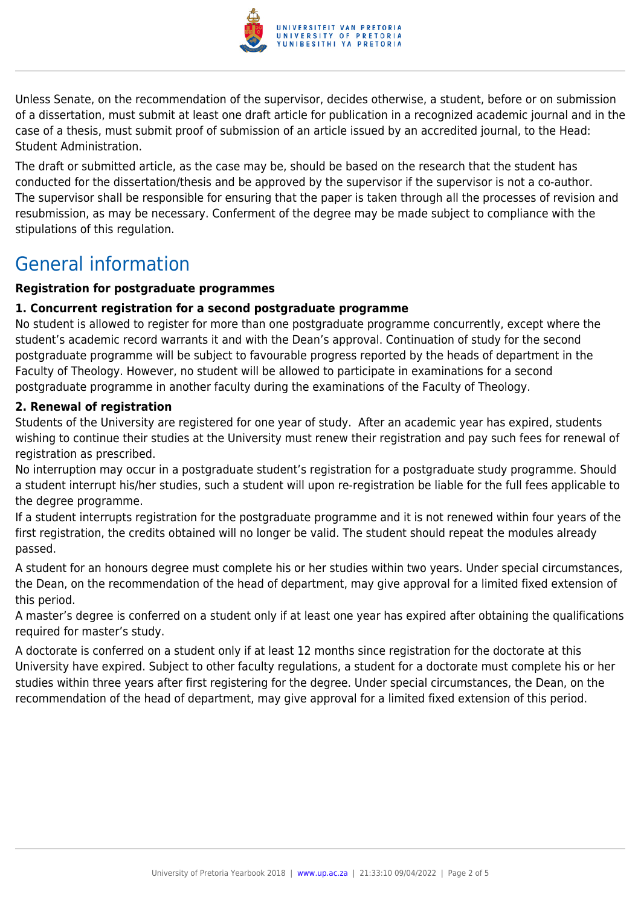Unless Senate, on the recommendation of the supervisor, decides otherwise, a student, before or on submission of a dissertation, must submit at least one draft article for publication in a recognized academic journal and in the case of a thesis, must submit proof of submission of an article issued by an accredited journal, to the Head: Student Administration.

The draft or submitted article, as the case may be, should be based on the research that the student has conducted for the dissertation/thesis and be approved by the supervisor if the supervisor is not a co-author. The supervisor shall be responsible for ensuring that the paper is taken through all the processes of revision and resubmission, as may be necessary. Conferment of the degree may be made subject to compliance with the stipulations of this regulation.

# General information

**Registration for postgraduate programmes**

**1. Concurrent registration for a second postgraduate programme**

No student is allowed to register for more than one postgraduate programme concurrently, except where the student's academic record warrants it and with the Dean's approval. Continuation of study for the second postgraduate programme will be subject to favourable progress reported by the heads of department in the Faculty of Theology. However, no student will be allowed to participate in examinations for a second postgraduate programme in another faculty during the examinations of the Faculty of Theology.

**2. Renewal of registration**

Students of the University are registered for one year of study. After an academic year has expired, students wishing to continue their studies at the University must renew their registration and pay such fees for renewal of registration as prescribed.

No interruption may occur in a postgraduate student's registration for a postgraduate study programme. Should a student interrupt his/her studies, such a student will upon re-registration be liable for the full fees applicable to the degree programme.

If a student interrupts registration for the postgraduate programme and it is not renewed within four years of the first registration, the credits obtained will no longer be valid. The student should repeat the modules already passed.

A student for an honours degree must complete his or her studies within two years. Under special circumstances, the Dean, on the recommendation of the head of department, may give approval for a limited fixed extension of this period.

A master's degree is conferred on a student only if at least one year has expired after obtaining the qualifications required for master's study.

A doctorate is conferred on a student only if at least 12 months since registration for the doctorate at this University have expired. Subject to other faculty regulations, a student for a doctorate must complete his or her studies within three years after first registering for the degree. Under special circumstances, the Dean, on the recommendation of the head of department, may give approval for a limited fixed extension of this period.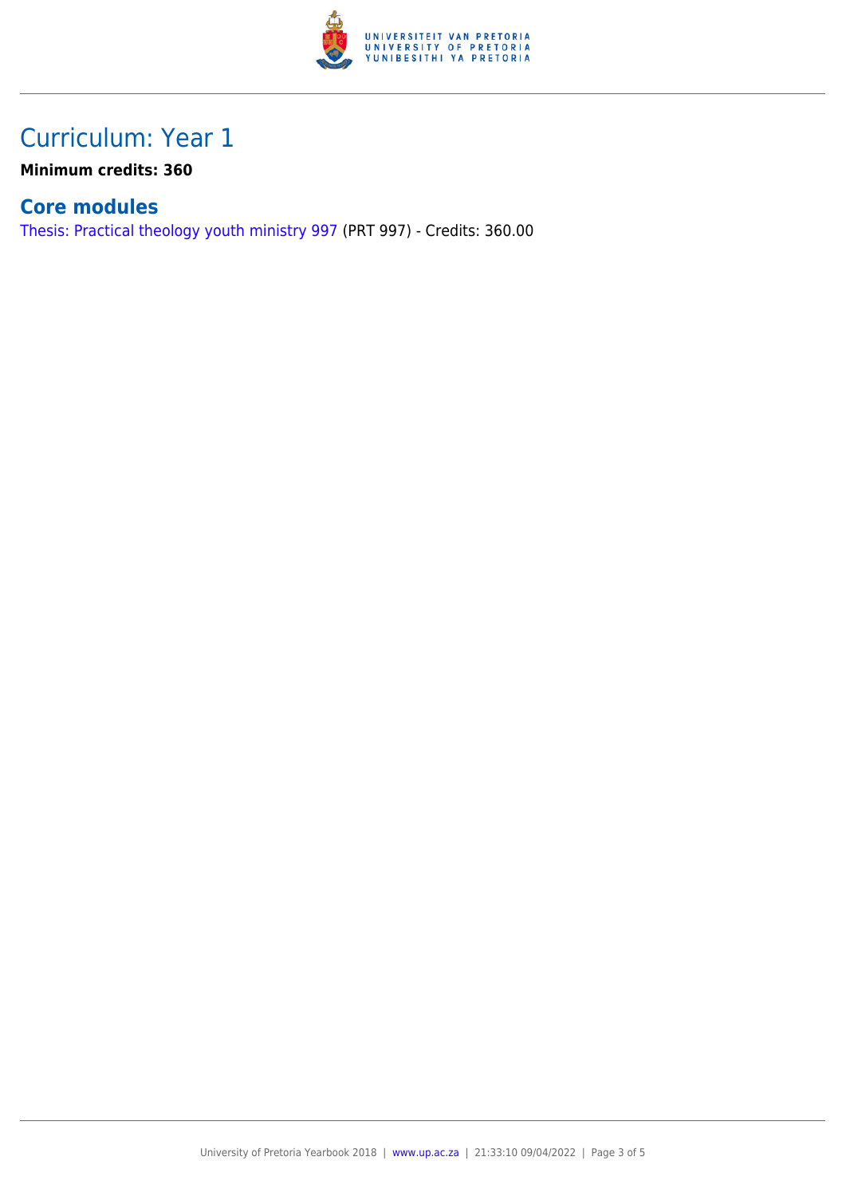# Curriculum: Year 1

**Minimum credits: 360**

## Core modules

Thesis: Practical theology youth ministry 997 (PRT 997) - Credits: 360.00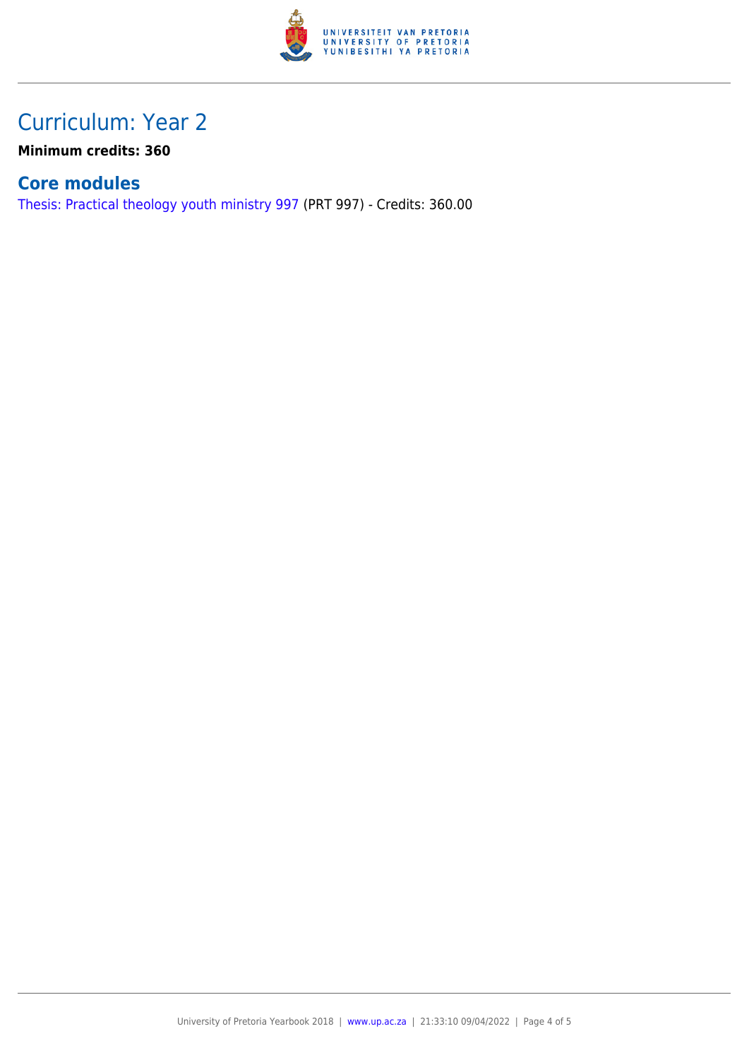# Curriculum: Year 2

**Minimum credits: 360**

## Core modules

Thesis: Practical theology youth ministry 997 (PRT 997) - Credits: 360.00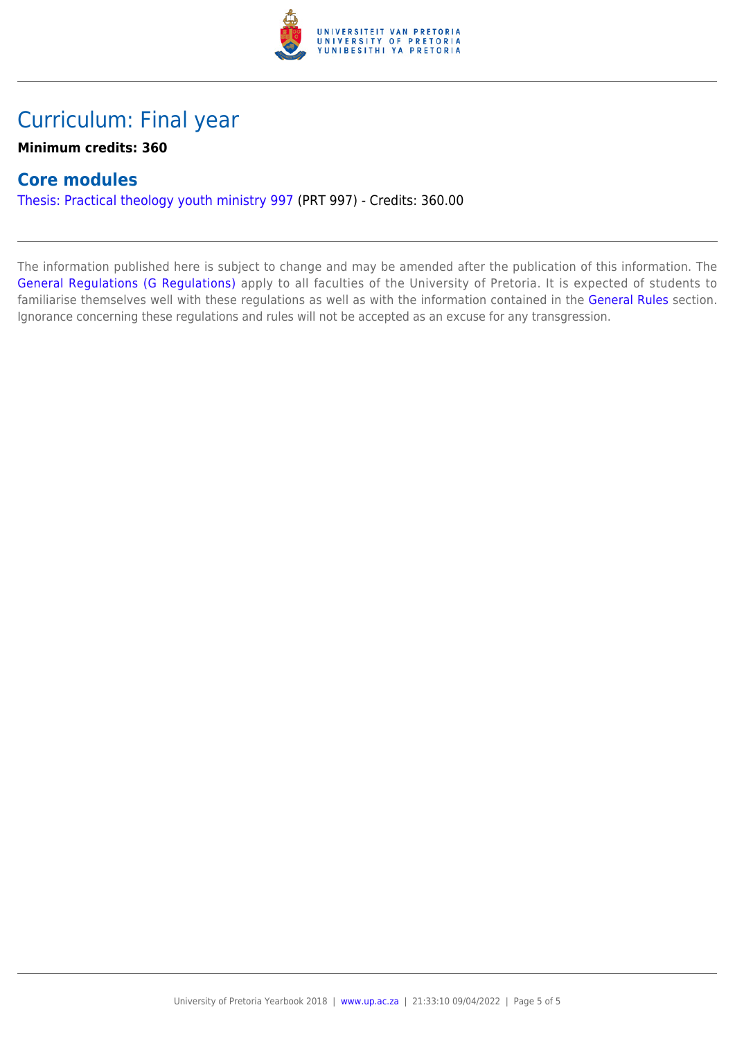## Curriculum: Final year

**Minimum credits: 360**

### Core modules

Thesis: Practical theology youth ministry 997 (PRT 997) - Credits: 360.00

The information published here is subject to change and may be amended after the publication of this information. The General Regulations (G Regulations) apply to all faculties of the University of Pretoria. It is expected of students to familiarise themselves well with these regulations as well as with the information contained in the General Rules section. Ignorance concerning these regulations and rules will not be accepted as an excuse for any transgression.